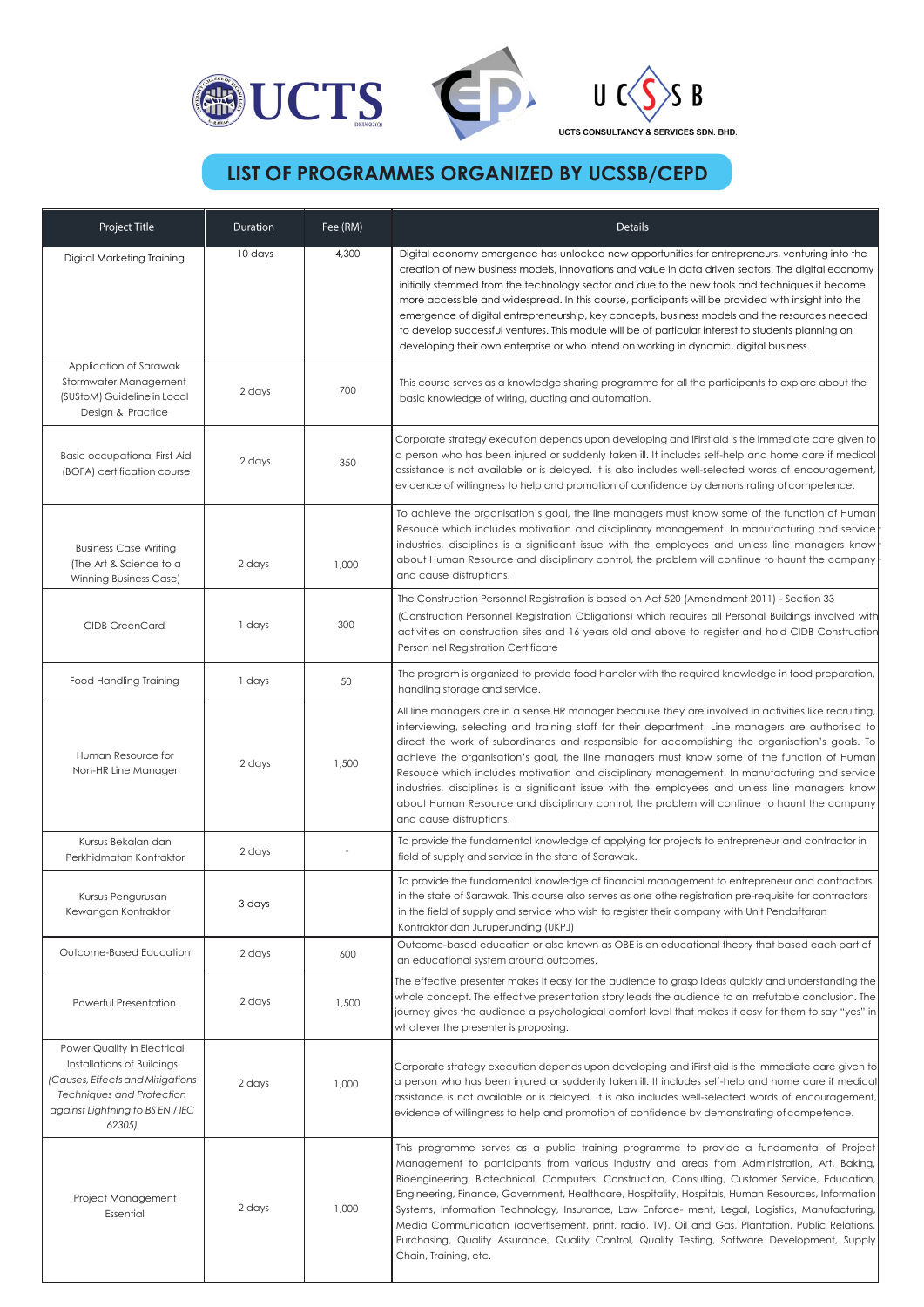UCTS

UCSSB
UCTS CONSULTANCY & SERVICES SDN. BHD.

# LIST OF PROGRAMMES ORGANIZED BY UCSSB/CEPD

| Project Title | Duration | Fee (RM) | Details |
|---|---|---|---|
| Digital Marketing Training | 10 days | 4,300 | Digital economy emergence has unlocked new opportunities for entrepreneurs, venturing into the creation of new business models, innovations and value in data driven sectors. The digital economy initially stemmed from the technology sector and due to the new tools and techniques it become more accessible and widespread. In this course, participants will be provided with insight into the emergence of digital entrepreneurship, key concepts, business models and the resources needed to develop successful ventures. This module will be of particular interest to students planning on developing their own enterprise or who intend on working in dynamic, digital business. |
| Application of Sarawak Stormwater Management (SUStoM) Guideline in Local Design & Practice | 2 days | 700 | This course serves as a knowledge sharing programme for all the participants to explore about the basic knowledge of wiring, ducting and automation. |
| Basic occupational First Aid (BOFA) certification course | 2 days | 350 | Corporate strategy execution depends upon developing and iFirst aid is the immediate care given to a person who has been injured or suddenly taken ill. It includes self-help and home care if medical assistance is not available or is delayed. It is also includes well-selected words of encouragement, evidence of willingness to help and promotion of confidence by demonstrating of competence. |
| Business Case Writing (The Art & Science to a Winning Business Case) | 2 days | 1,000 | To achieve the organisation's goal, the line managers must know some of the function of Human Resouce which includes motivation and disciplinary management. In manufacturing and service industries, disciplines is a significant issue with the employees and unless line managers know about Human Resource and disciplinary control, the problem will continue to haunt the company and cause distruptions. |
| CIDB GreenCard | 1 days | 300 | The Construction Personnel Registration is based on Act 520 (Amendment 2011) - Section 33 (Construction Personnel Registration Obligations) which requires all Personal Buildings involved with activities on construction sites and 16 years old and above to register and hold CIDB Construction Person nel Registration Certificate |
| Food Handling Training | 1 days | 50 | The program is organized to provide food handler with the required knowledge in food preparation, handling storage and service. |
| Human Resource for Non-HR Line Manager | 2 days | 1,500 | All line managers are in a sense HR manager because they are involved in activities like recruiting, interviewing, selecting and training staff for their department. Line managers are authorised to direct the work of subordinates and responsible for accomplishing the organisation's goals. To achieve the organisation's goal, the line managers must know some of the function of Human Resouce which includes motivation and disciplinary management. In manufacturing and service industries, disciplines is a significant issue with the employees and unless line managers know about Human Resource and disciplinary control, the problem will continue to haunt the company and cause distruptions. |
| Kursus Bekalan dan Perkhidmatan Kontraktor | 2 days | - | To provide the fundamental knowledge of applying for projects to entrepreneur and contractor in field of supply and service in the state of Sarawak. |
| Kursus Pengurusan Kewangan Kontraktor | 3 days | | To provide the fundamental knowledge of financial management to entrepreneur and contractors in the state of Sarawak. This course also serves as one othe registration pre-requisite for contractors in the field of supply and service who wish to register their company with Unit Pendaftaran Kontraktor dan Juruperunding (UKPJ) |
| Outcome-Based Education | 2 days | 600 | Outcome-based education or also known as OBE is an educational theory that based each part of an educational system around outcomes. |
| Powerful Presentation | 2 days | 1,500 | The effective presenter makes it easy for the audience to grasp ideas quickly and understanding the whole concept. The effective presentation story leads the audience to an irrefutable conclusion. The journey gives the audience a psychological comfort level that makes it easy for them to say "yes" in whatever the presenter is proposing. |
| Power Quality in Electrical Installations of Buildings *(Causes, Effects and Mitigations Techniques and Protection against Lightning to BS EN / IEC 62305)* | 2 days | 1,000 | Corporate strategy execution depends upon developing and iFirst aid is the immediate care given to a person who has been injured or suddenly taken ill. It includes self-help and home care if medical assistance is not available or is delayed. It is also includes well-selected words of encouragement, evidence of willingness to help and promotion of confidence by demonstrating of competence. |
| Project Management Essential | 2 days | 1,000 | This programme serves as a public training programme to provide a fundamental of Project Management to participants from various industry and areas from Administration, Art, Baking, Bioengineering, Biotechnical, Computers, Construction, Consulting, Customer Service, Education, Engineering, Finance, Government, Healthcare, Hospitality, Hospitals, Human Resources, Information Systems, Information Technology, Insurance, Law Enforce- ment, Legal, Logistics, Manufacturing, Media Communication (advertisement, print, radio, TV), Oil and Gas, Plantation, Public Relations, Purchasing, Quality Assurance, Quality Control, Quality Testing, Software Development, Supply Chain, Training, etc. |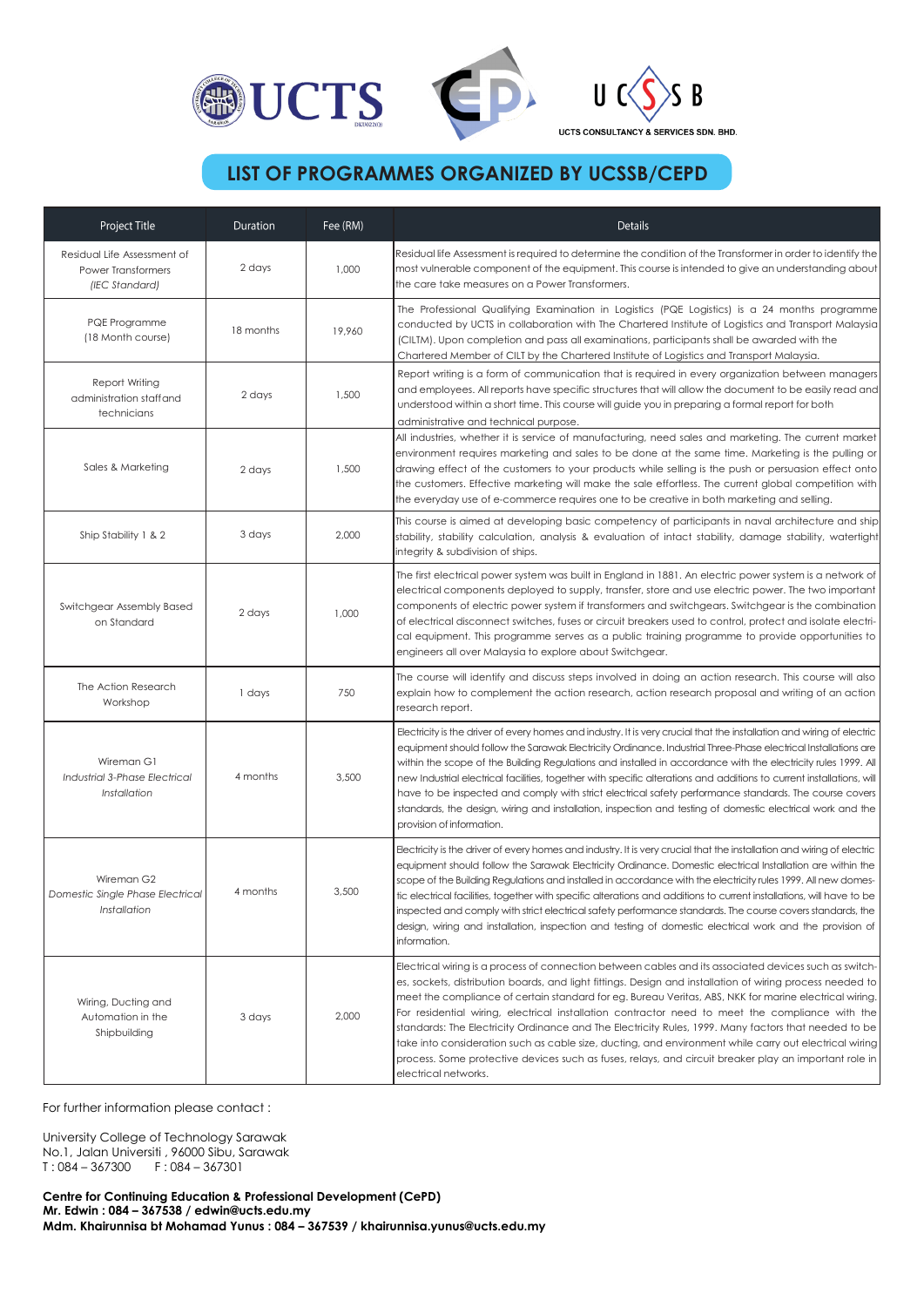UCTS

UCSSB

UCTS CONSULTANCY & SERVICES SDN. BHD.

# LIST OF PROGRAMMES ORGANIZED BY UCSSB/CEPD

| Project Title | Duration | Fee (RM) | Details |
|---|---|---|---|
| Residual Life Assessment of Power Transformers *(IEC Standard)* | 2 days | 1,000 | Residual life Assessment is required to determine the condition of the Transformer in order to identify the most vulnerable component of the equipment. This course is intended to give an understanding about the care take measures on a Power Transformers. |
| PQE Programme (18 Month course) | 18 months | 19,960 | The Professional Qualifying Examination in Logistics (PQE Logistics) is a 24 months programme conducted by UCTS in collaboration with The Chartered Institute of Logistics and Transport Malaysia (CILTM). Upon completion and pass all examinations, participants shall be awarded with the Chartered Member of CILT by the Chartered Institute of Logistics and Transport Malaysia. |
| Report Writing administration staffand technicians | 2 days | 1,500 | Report writing is a form of communication that is required in every organization between managers and employees. All reports have specific structures that will allow the document to be easily read and understood within a short time. This course will guide you in preparing a formal report for both administrative and technical purpose. |
| Sales & Marketing | 2 days | 1,500 | All industries, whether it is service of manufacturing, need sales and marketing. The current market environment requires marketing and sales to be done at the same time. Marketing is the pulling or drawing effect of the customers to your products while selling is the push or persuasion effect onto the customers. Effective marketing will make the sale effortless. The current global competition with the everyday use of e-commerce requires one to be creative in both marketing and selling. |
| Ship Stability 1 & 2 | 3 days | 2,000 | This course is aimed at developing basic competency of participants in naval architecture and ship stability, stability calculation, analysis & evaluation of intact stability, damage stability, watertight integrity & subdivision of ships. |
| Switchgear Assembly Based on Standard | 2 days | 1,000 | The first electrical power system was built in England in 1881. An electric power system is a network of electrical components deployed to supply, transfer, store and use electric power. The two important components of electric power system if transformers and switchgears. Switchgear is the combination of electrical disconnect switches, fuses or circuit breakers used to control, protect and isolate electrical equipment. This programme serves as a public training programme to provide opportunities to engineers all over Malaysia to explore about Switchgear. |
| The Action Research Workshop | 1 days | 750 | The course will identify and discuss steps involved in doing an action research. This course will also explain how to complement the action research, action research proposal and writing of an action research report. |
| Wireman G1 *Industrial 3-Phase Electrical Installation* | 4 months | 3,500 | Electricity is the driver of every homes and industry. It is very crucial that the installation and wiring of electric equipment should follow the Sarawak Electricity Ordinance. Industrial Three-Phase electrical Installations are within the scope of the Building Regulations and installed in accordance with the electricity rules 1999. All new Industrial electrical facilities, together with specific alterations and additions to current installations, will have to be inspected and comply with strict electrical safety performance standards. The course covers standards, the design, wiring and installation, inspection and testing of domestic electrical work and the provision of information. |
| Wireman G2 *Domestic Single Phase Electrical Installation* | 4 months | 3,500 | Electricity is the driver of every homes and industry. It is very crucial that the installation and wiring of electric equipment should follow the Sarawak Electricity Ordinance. Domestic electrical Installation are within the scope of the Building Regulations and installed in accordance with the electricity rules 1999. All new domestic electrical facilities, together with specific alterations and additions to current installations, will have to be inspected and comply with strict electrical safety performance standards. The course covers standards, the design, wiring and installation, inspection and testing of domestic electrical work and the provision of information. |
| Wiring, Ducting and Automation in the Shipbuilding | 3 days | 2,000 | Electrical wiring is a process of connection between cables and its associated devices such as switches, sockets, distribution boards, and light fittings. Design and installation of wiring process needed to meet the compliance of certain standard for eg. Bureau Veritas, ABS, NKK for marine electrical wiring. For residential wiring, electrical installation contractor need to meet the compliance with the standards: The Electricity Ordinance and The Electricity Rules, 1999. Many factors that needed to be take into consideration such as cable size, ducting, and environment while carry out electrical wiring process. Some protective devices such as fuses, relays, and circuit breaker play an important role in electrical networks. |

For further information please contact :

University College of Technology Sarawak
No.1, Jalan Universiti , 96000 Sibu, Sarawak
T : 084 – 367300 F : 084 – 367301

**Centre for Continuing Education & Professional Development (CePD)**
**Mr. Edwin : 084 – 367538 / edwin@ucts.edu.my**
**Mdm. Khairunnisa bt Mohamad Yunus : 084 – 367539 / khairunnisa.yunus@ucts.edu.my**